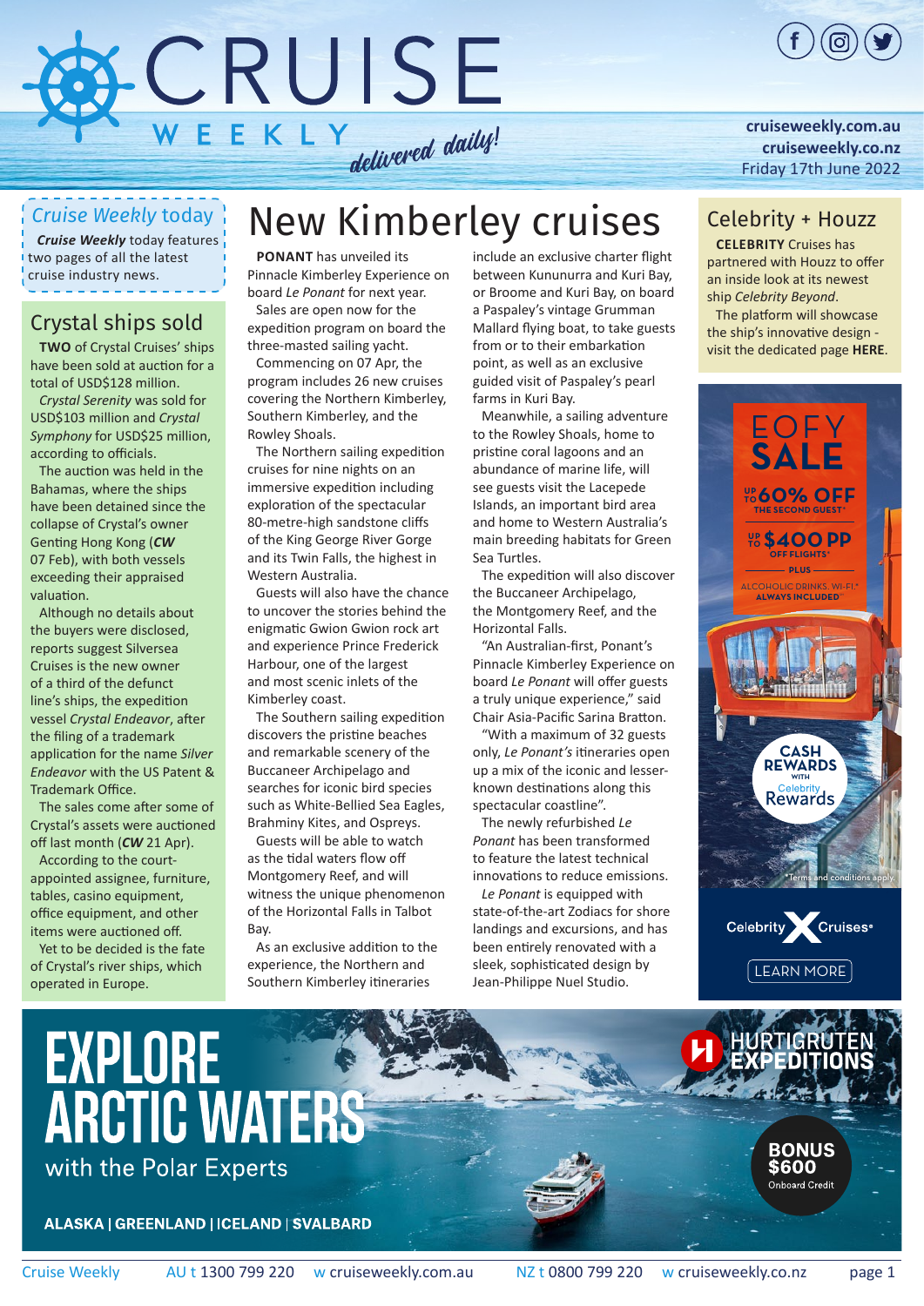# CRUISE WEEKLY *delivered daily!*

cruiseweekly.com.au
cruiseweekly.co.nz
Friday 17th June 2022

## *Cruise Weekly* today

***Cruise Weekly*** today features two pages of all the latest cruise industry news.

## Crystal ships sold

**TWO** of Crystal Cruises' ships have been sold at auction for a total of USD$128 million.

*Crystal Serenity* was sold for USD$103 million and *Crystal Symphony* for USD$25 million, according to officials.

The auction was held in the Bahamas, where the ships have been detained since the collapse of Crystal's owner Genting Hong Kong (***CW*** 07 Feb), with both vessels exceeding their appraised valuation.

Although no details about the buyers were disclosed, reports suggest Silversea Cruises is the new owner of a third of the defunct line's ships, the expedition vessel *Crystal Endeavor*, after the filing of a trademark application for the name *Silver Endeavor* with the US Patent & Trademark Office.

The sales come after some of Crystal's assets were auctioned off last month (***CW*** 21 Apr).

According to the court-appointed assignee, furniture, tables, casino equipment, office equipment, and other items were auctioned off.

Yet to be decided is the fate of Crystal's river ships, which operated in Europe.

# New Kimberley cruises

**PONANT** has unveiled its Pinnacle Kimberley Experience on board *Le Ponant* for next year.

Sales are open now for the expedition program on board the three-masted sailing yacht.

Commencing on 07 Apr, the program includes 26 new cruises covering the Northern Kimberley, Southern Kimberley, and the Rowley Shoals.

The Northern sailing expedition cruises for nine nights on an immersive expedition including exploration of the spectacular 80-metre-high sandstone cliffs of the King George River Gorge and its Twin Falls, the highest in Western Australia.

Guests will also have the chance to uncover the stories behind the enigmatic Gwion Gwion rock art and experience Prince Frederick Harbour, one of the largest and most scenic inlets of the Kimberley coast.

The Southern sailing expedition discovers the pristine beaches and remarkable scenery of the Buccaneer Archipelago and searches for iconic bird species such as White-Bellied Sea Eagles, Brahminy Kites, and Ospreys.

Guests will be able to watch as the tidal waters flow off Montgomery Reef, and will witness the unique phenomenon of the Horizontal Falls in Talbot Bay.

As an exclusive addition to the experience, the Northern and Southern Kimberley itineraries include an exclusive charter flight between Kununurra and Kuri Bay, or Broome and Kuri Bay, on board a Paspaley's vintage Grumman Mallard flying boat, to take guests from or to their embarkation point, as well as an exclusive guided visit of Paspaley's pearl farms in Kuri Bay.

Meanwhile, a sailing adventure to the Rowley Shoals, home to pristine coral lagoons and an abundance of marine life, will see guests visit the Lacepede Islands, an important bird area and home to Western Australia's main breeding habitats for Green Sea Turtles.

The expedition will also discover the Buccaneer Archipelago, the Montgomery Reef, and the Horizontal Falls.

"An Australian-first, Ponant's Pinnacle Kimberley Experience on board *Le Ponant* will offer guests a truly unique experience," said Chair Asia-Pacific Sarina Bratton.

"With a maximum of 32 guests only, *Le Ponant's* itineraries open up a mix of the iconic and lesser-known destinations along this spectacular coastline".

The newly refurbished *Le Ponant* has been transformed to feature the latest technical innovations to reduce emissions.

*Le Ponant* is equipped with state-of-the-art Zodiacs for shore landings and excursions, and has been entirely renovated with a sleek, sophisticated design by Jean-Philippe Nuel Studio.

## Celebrity + Houzz

**CELEBRITY** Cruises has partnered with Houzz to offer an inside look at its newest ship *Celebrity Beyond*.

The platform will showcase the ship's innovative design - visit the dedicated page **HERE**.

EOFY SALE
UP TO 60% OFF THE SECOND GUEST*
UP TO $400 PP OFF FLIGHTS*
PLUS
ALCOHOLIC DRINKS, WI-FI* ALWAYS INCLUDED
CASH REWARDS WITH Celebrity Rewards
*Terms and conditions apply.
Celebrity Cruises
LEARN MORE

EXPLORE ARCTIC WATERS
with the Polar Experts
ALASKA | GREENLAND | ICELAND | SVALBARD
HURTIGRUTEN EXPEDITIONS
BONUS $600 Onboard Credit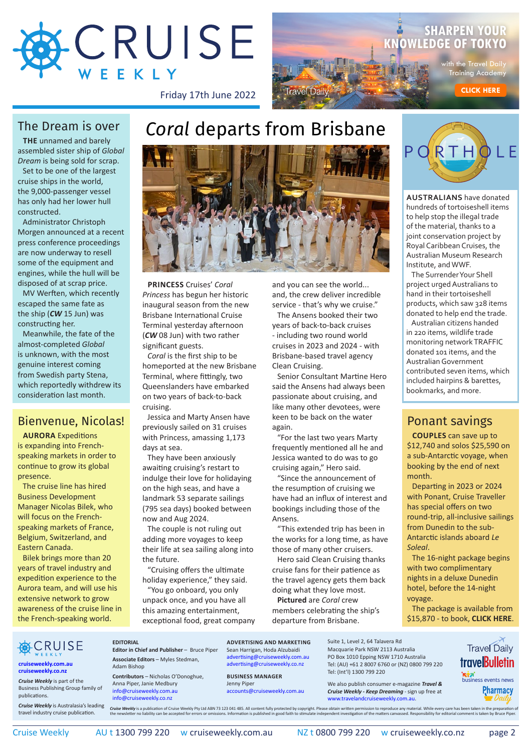# The Dream is over

**THE** unnamed and barely assembled sister ship of *Global Dream* is being sold for scrap.

Set to be one of the largest cruise ships in the world, the 9,000-passenger vessel has only had her lower hull constructed.

Administrator Christoph Morgen announced at a recent press conference proceedings are now underway to resell some of the equipment and engines, while the hull will be disposed of at scrap price.

MV Werften, which recently escaped the same fate as the ship (***CW*** 15 Jun) was constructing her.

Meanwhile, the fate of the almost-completed *Global* is unknown, with the most genuine interest coming from Swedish party Stena, which reportedly withdrew its consideration last month.

# Bienvenue, Nicolas!

**AURORA** Expeditions is expanding into French-speaking markets in order to continue to grow its global presence.

The cruise line has hired Business Development Manager Nicolas Bilek, who will focus on the French-speaking markets of France, Belgium, Switzerland, and Eastern Canada.

Bilek brings more than 20 years of travel industry and expedition experience to the Aurora team, and will use his extensive network to grow awareness of the cruise line in the French-speaking world.

# *Coral* departs from Brisbane

**PRINCESS** Cruises' *Coral Princess* has begun her historic inaugural season from the new Brisbane International Cruise Terminal yesterday afternoon (***CW*** 08 Jun) with two rather significant guests.

*Coral* is the first ship to be homeported at the new Brisbane Terminal, where fittingly, two Queenslanders have embarked on two years of back-to-back cruising.

Jessica and Marty Ansen have previously sailed on 31 cruises with Princess, amassing 1,173 days at sea.

They have been anxiously awaiting cruising's restart to indulge their love for holidaying on the high seas, and have a landmark 53 separate sailings (795 sea days) booked between now and Aug 2024.

The couple is not ruling out adding more voyages to keep their life at sea sailing along into the future.

"Cruising offers the ultimate holiday experience," they said.

"You go onboard, you only unpack once, and you have all this amazing entertainment, exceptional food, great company and you can see the world... and, the crew deliver incredible service - that's why we cruise."

The Ansens booked their two years of back-to-back cruises - including two round world cruises in 2023 and 2024 - with Brisbane-based travel agency Clean Cruising.

Senior Consultant Martine Hero said the Ansens had always been passionate about cruising, and like many other devotees, were keen to be back on the water again.

"For the last two years Marty frequently mentioned all he and Jessica wanted to do was to go cruising again," Hero said.

"Since the announcement of the resumption of cruising we have had an influx of interest and bookings including those of the Ansens.

"This extended trip has been in the works for a long time, as have those of many other cruisers.

Hero said Clean Cruising thanks cruise fans for their patience as the travel agency gets them back doing what they love most.

**Pictured** are *Coral* crew members celebrating the ship's departure from Brisbane.

# PORTHOLE

**AUSTRALIANS** have donated hundreds of tortoiseshell items to help stop the illegal trade of the material, thanks to a joint conservation project by Royal Caribbean Cruises, the Australian Museum Research Institute, and WWF.

The Surrender Your Shell project urged Australians to hand in their tortoiseshell products, which saw 328 items donated to help end the trade.

Australian citizens handed in 220 items, wildlife trade monitoring network TRAFFIC donated 101 items, and the Australian Government contributed seven items, which included hairpins & barettes, bookmarks, and more.

# Ponant savings

**COUPLES** can save up to $12,740 and solos $25,590 on a sub-Antarctic voyage, when booking by the end of next month.

Departing in 2023 or 2024 with Ponant, Cruise Traveller has special offers on two round-trip, all-inclusive sailings from Dunedin to the sub-Antarctic islands aboard *Le Soleal*.

The 16-night package begins with two complimentary nights in a deluxe Dunedin hotel, before the 14-night voyage.

The package is available from $15,870 - to book, **CLICK HERE**.

---

cruiseweekly.com.au
cruiseweekly.co.nz

*Cruise Weekly* is part of the Business Publishing Group family of publications.

*Cruise Weekly* is Australasia's leading travel industry cruise publication.

**EDITORIAL**
**Editor in Chief and Publisher** – Bruce Piper
**Associate Editors** – Myles Stedman, Adam Bishop
**Contributors** – Nicholas O'Donoghue, Anna Piper, Janie Medbury
info@cruiseweekly.com.au
info@cruiseweekly.co.nz

**ADVERTISING AND MARKETING**
Sean Harrigan, Hoda Alzubaidi
advertising@cruiseweekly.com.au
advertising@cruiseweekly.co.nz

**BUSINESS MANAGER**
Jenny Piper
accounts@cruiseweekly.com.au

Suite 1, Level 2, 64 Talavera Rd
Macquarie Park NSW 2113 Australia
PO Box 1010 Epping NSW 1710 Australia
Tel: (AU) +61 2 8007 6760 or (NZ) 0800 799 220
Tel: (Int'l) 1300 799 220

We also publish consumer e-magazine ***Travel & Cruise Weekly - Keep Dreaming*** - sign up free at www.travelandcruiseweekly.com.au

*Cruise Weekly* is a publication of Cruise Weekly Pty Ltd ABN 73 123 041 485. All content fully protected by copyright. Please obtain written permission to reproduce any material. While every care has been taken in the preparation of the newsletter no liability can be accepted for errors or omissions. Information is published in good faith to stimulate independent investigation of the matters canvassed. Responsibility for editorial comment is taken by Bruce Piper.